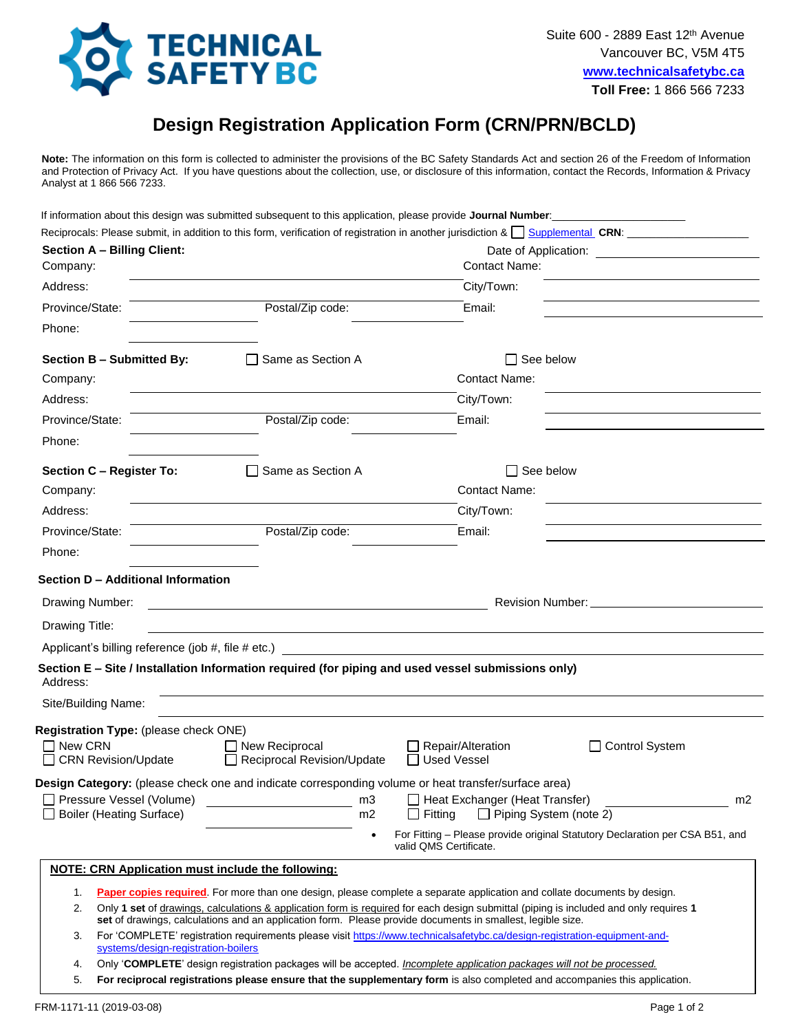TECHNICAL SAFETY BC

Suite 600 - 2889 East 12th Avenue
Vancouver BC, V5M 4T5
**www.technicalsafetybc.ca**
**Toll Free:** 1 866 566 7233

# Design Registration Application Form (CRN/PRN/BCLD)

**Note:** The information on this form is collected to administer the provisions of the BC Safety Standards Act and section 26 of the Freedom of Information and Protection of Privacy Act. If you have questions about the collection, use, or disclosure of this information, contact the Records, Information & Privacy Analyst at 1 866 566 7233.

If information about this design was submitted subsequent to this application, please provide **Journal Number**: ____________________

Reciprocals: Please submit, in addition to this form, verification of registration in another jurisdiction & ☐ Supplemental **CRN**: ____________________

**Section A – Billing Client:** Date of Application: ____________________

Company: ____________________ Contact Name: ____________________

Address: ____________________ City/Town: ____________________

Province/State: ____________ Postal/Zip code: ____________ Email: ____________________

Phone: ____________

**Section B – Submitted By:** ☐ Same as Section A ☐ See below

Company: ____________________ Contact Name: ____________________

Address: ____________________ City/Town: ____________________

Province/State: ____________ Postal/Zip code: ____________ Email: ____________________

Phone: ____________

**Section C – Register To:** ☐ Same as Section A ☐ See below

Company: ____________________ Contact Name: ____________________

Address: ____________________ City/Town: ____________________

Province/State: ____________ Postal/Zip code: ____________ Email: ____________________

Phone: ____________

**Section D – Additional Information**

Drawing Number: ____________________ Revision Number: ____________

Drawing Title: ____________________

Applicant's billing reference (job #, file # etc.) ____________________

**Section E – Site / Installation Information required (for piping and used vessel submissions only)**

Address: ____________________

Site/Building Name: ____________________

**Registration Type:** (please check ONE)

☐ New CRN ☐ New Reciprocal ☐ Repair/Alteration ☐ Control System
☐ CRN Revision/Update ☐ Reciprocal Revision/Update ☐ Used Vessel

**Design Category:** (please check one and indicate corresponding volume or heat transfer/surface area)

☐ Pressure Vessel (Volume) ____________ m3 ☐ Heat Exchanger (Heat Transfer) ____________ m2
☐ Boiler (Heating Surface) ____________ m2 ☐ Fitting ☐ Piping System (note 2)

- For Fitting – Please provide original Statutory Declaration per CSA B51, and valid QMS Certificate.

**NOTE: CRN Application must include the following:**

1. **Paper copies required**. For more than one design, please complete a separate application and collate documents by design.
2. Only **1 set** of drawings, calculations & application form is required for each design submittal (piping is included and only requires **1 set** of drawings, calculations and an application form. Please provide documents in smallest, legible size.
3. For 'COMPLETE' registration requirements please visit https://www.technicalsafetybc.ca/design-registration-equipment-and-systems/design-registration-boilers
4. Only '**COMPLETE**' design registration packages will be accepted. *Incomplete application packages will not be processed.*
5. **For reciprocal registrations please ensure that the supplementary form** is also completed and accompanies this application.

FRM-1171-11 (2019-03-08)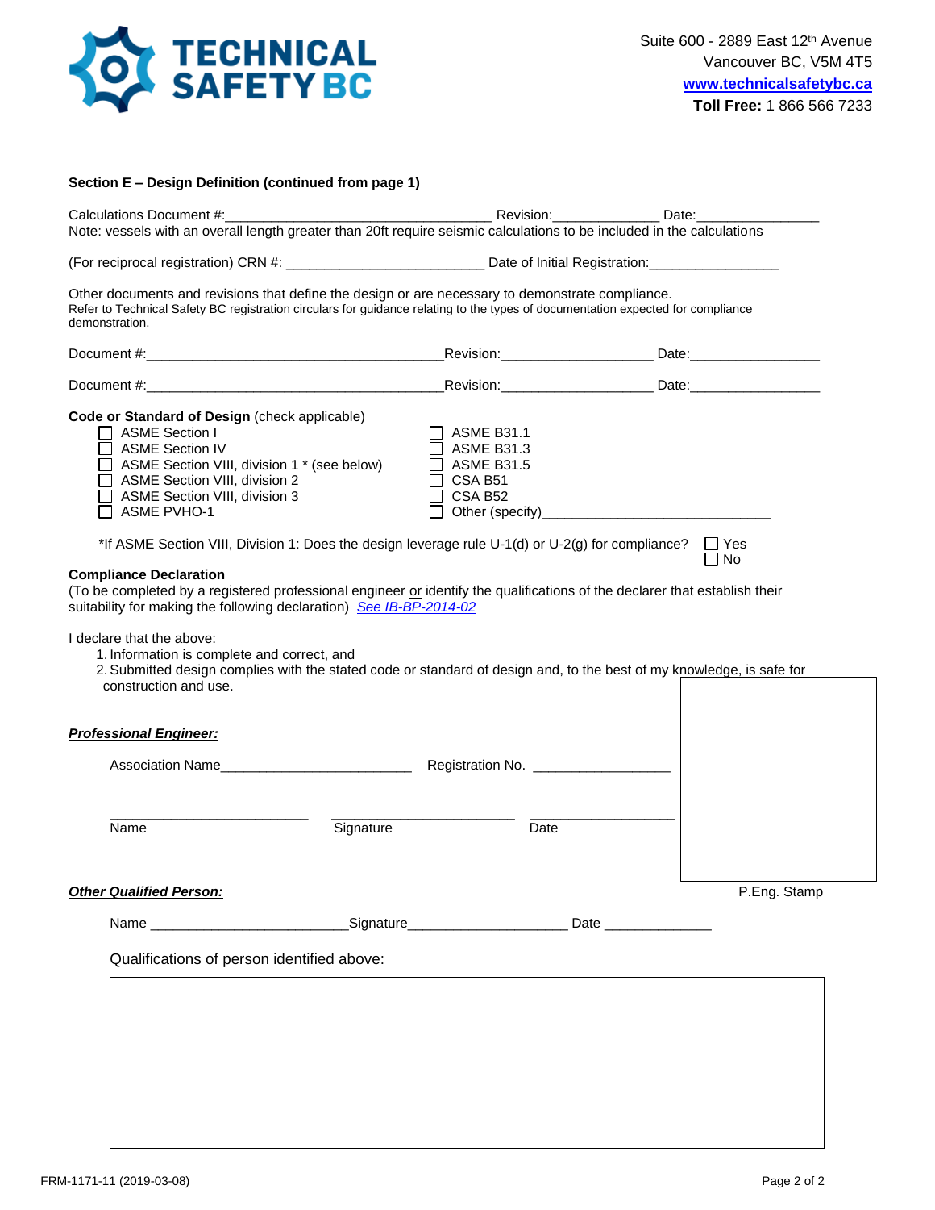TECHNICAL SAFETY BC

Suite 600 - 2889 East 12th Avenue
Vancouver BC, V5M 4T5
www.technicalsafetybc.ca
**Toll Free:** 1 866 566 7233

**Section E – Design Definition (continued from page 1)**

Calculations Document #:__________________________________ Revision:_____________ Date:_______________
Note: vessels with an overall length greater than 20ft require seismic calculations to be included in the calculations

(For reciprocal registration) CRN #: _________________________ Date of Initial Registration:________________

Other documents and revisions that define the design or are necessary to demonstrate compliance.
Refer to Technical Safety BC registration circulars for guidance relating to the types of documentation expected for compliance demonstration.

Document #:______________________________________Revision:___________________ Date:________________

Document #:______________________________________Revision:___________________ Date:________________

**Code or Standard of Design** (check applicable)

- ☐ ASME Section I
- ☐ ASME Section IV
- ☐ ASME Section VIII, division 1 * (see below)
- ☐ ASME Section VIII, division 2
- ☐ ASME Section VIII, division 3
- ☐ ASME PVHO-1
- ☐ ASME B31.1
- ☐ ASME B31.3
- ☐ ASME B31.5
- ☐ CSA B51
- ☐ CSA B52
- ☐ Other (specify)_____________________________

*If ASME Section VIII, Division 1: Does the design leverage rule U-1(d) or U-2(g) for compliance? ☐ Yes ☐ No

**Compliance Declaration**

(To be completed by a registered professional engineer or identify the qualifications of the declarer that establish their suitability for making the following declaration) *See IB-BP-2014-02*

I declare that the above:

1. Information is complete and correct, and
2. Submitted design complies with the stated code or standard of design and, to the best of my knowledge, is safe for construction and use.

***Professional Engineer:***

Association Name________________________ Registration No. _________________

_________________________ _______________________ ___________________
Name Signature Date

P.Eng. Stamp

***Other Qualified Person:***

Name _________________________Signature____________________ Date ______________

Qualifications of person identified above:

FRM-1171-11 (2019-03-08)